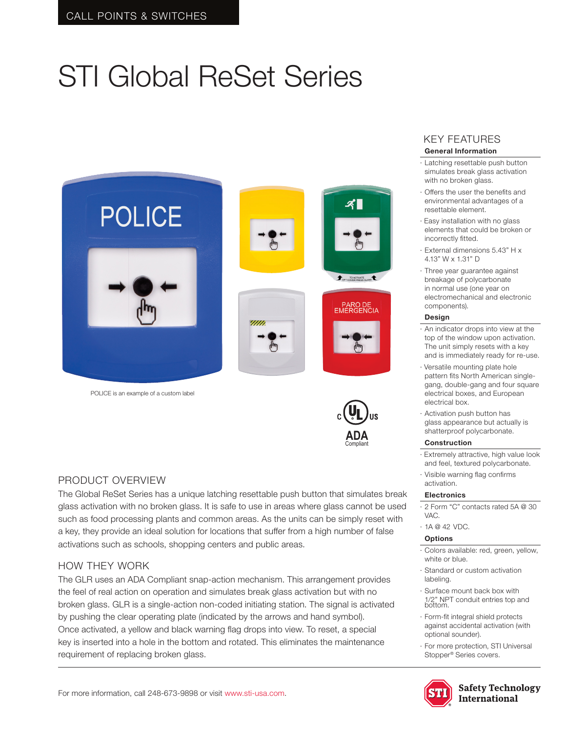CALL POINTS & SWITCHES

# STI Global ReSet Series

POLICE is an example of a custom label

## PRODUCT OVERVIEW

The Global ReSet Series has a unique latching resettable push button that simulates break glass activation with no broken glass. It is safe to use in areas where glass cannot be used such as food processing plants and common areas. As the units can be simply reset with a key, they provide an ideal solution for locations that suffer from a high number of false activations such as schools, shopping centers and public areas.

## HOW THEY WORK

The GLR uses an ADA Compliant snap-action mechanism. This arrangement provides the feel of real action on operation and simulates break glass activation but with no broken glass. GLR is a single-action non-coded initiating station. The signal is activated by pushing the clear operating plate (indicated by the arrows and hand symbol). Once activated, a yellow and black warning flag drops into view. To reset, a special key is inserted into a hole in the bottom and rotated. This eliminates the maintenance requirement of replacing broken glass.

## KEY FEATURES

### General Information

- Latching resettable push button simulates break glass activation with no broken glass.
- Offers the user the benefits and environmental advantages of a resettable element.
- Easy installation with no glass elements that could be broken or incorrectly fitted.
- External dimensions 5.43" H x 4.13" W x 1.31" D
- Three year guarantee against breakage of polycarbonate in normal use (one year on electromechanical and electronic components).

### Design

- An indicator drops into view at the top of the window upon activation. The unit simply resets with a key and is immediately ready for re-use.
- Versatile mounting plate hole pattern fits North American single-gang, double-gang and four square electrical boxes, and European electrical box.
- Activation push button has glass appearance but actually is shatterproof polycarbonate.

### Construction

- Extremely attractive, high value look and feel, textured polycarbonate.
- Visible warning flag confirms activation.

### Electronics

- 2 Form "C" contacts rated 5A @ 30 VAC.
- 1A @ 42 VDC.

### Options

- Colors available: red, green, yellow, white or blue.
- Standard or custom activation labeling.
- Surface mount back box with 1/2" NPT conduit entries top and bottom.
- Form-fit integral shield protects against accidental activation (with optional sounder).
- For more protection, STI Universal Stopper® Series covers.

For more information, call 248-673-9898 or visit www.sti-usa.com.

Safety Technology International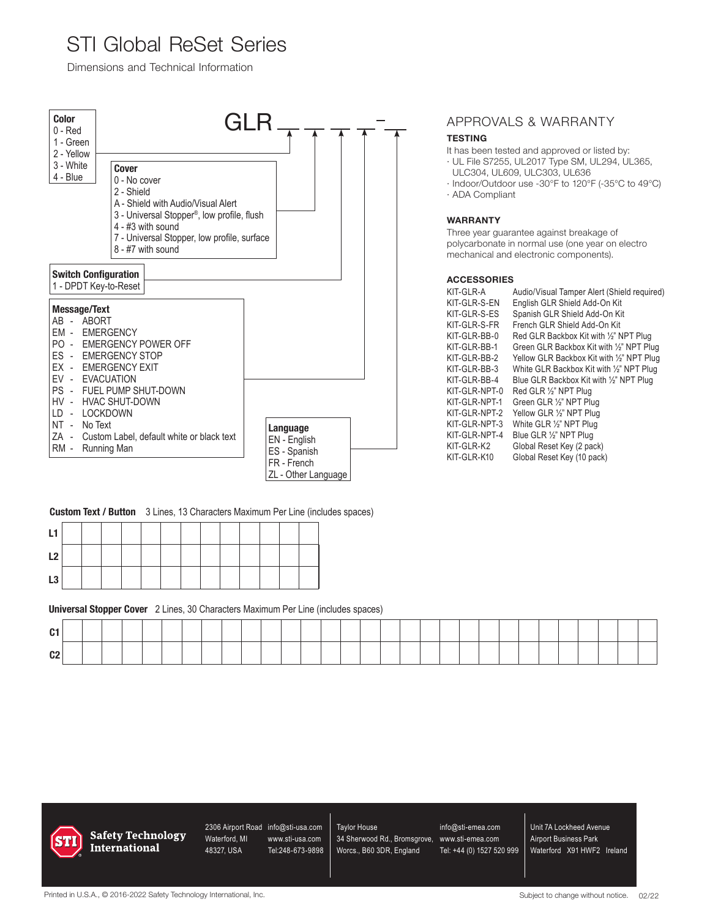# STI Global ReSet Series

Dimensions and Technical Information

GLR _ _ _ _ - _

**Color**
0 - Red
1 - Green
2 - Yellow
3 - White
4 - Blue

**Cover**
0 - No cover
2 - Shield
A - Shield with Audio/Visual Alert
3 - Universal Stopper®, low profile, flush
4 - #3 with sound
7 - Universal Stopper, low profile, surface
8 - #7 with sound

**Switch Configuration**
1 - DPDT Key-to-Reset

**Message/Text**
AB - ABORT
EM - EMERGENCY
PO - EMERGENCY POWER OFF
ES - EMERGENCY STOP
EX - EMERGENCY EXIT
EV - EVACUATION
PS - FUEL PUMP SHUT-DOWN
HV - HVAC SHUT-DOWN
LD - LOCKDOWN
NT - No Text
ZA - Custom Label, default white or black text
RM - Running Man

**Language**
EN - English
ES - Spanish
FR - French
ZL - Other Language

## APPROVALS & WARRANTY

### TESTING

It has been tested and approved or listed by:

- UL File S7255, UL2017 Type SM, UL294, UL365, ULC304, ULC609, ULC303, UL636
- Indoor/Outdoor use -30°F to 120°F (-35°C to 49°C)
- ADA Compliant

### WARRANTY

Three year guarantee against breakage of polycarbonate in normal use (one year on electro mechanical and electronic components).

### ACCESSORIES

| | |
|---|---|
| KIT-GLR-A | Audio/Visual Tamper Alert (Shield required) |
| KIT-GLR-S-EN | English GLR Shield Add-On Kit |
| KIT-GLR-S-ES | Spanish GLR Shield Add-On Kit |
| KIT-GLR-S-FR | French GLR Shield Add-On Kit |
| KIT-GLR-BB-0 | Red GLR Backbox Kit with ½" NPT Plug |
| KIT-GLR-BB-1 | Green GLR Backbox Kit with ½" NPT Plug |
| KIT-GLR-BB-2 | Yellow GLR Backbox Kit with ½" NPT Plug |
| KIT-GLR-BB-3 | White GLR Backbox Kit with ½" NPT Plug |
| KIT-GLR-BB-4 | Blue GLR Backbox Kit with ½" NPT Plug |
| KIT-GLR-NPT-0 | Red GLR ½" NPT Plug |
| KIT-GLR-NPT-1 | Green GLR ½" NPT Plug |
| KIT-GLR-NPT-2 | Yellow GLR ½" NPT Plug |
| KIT-GLR-NPT-3 | White GLR ½" NPT Plug |
| KIT-GLR-NPT-4 | Blue GLR ½" NPT Plug |
| KIT-GLR-K2 | Global Reset Key (2 pack) |
| KIT-GLR-K10 | Global Reset Key (10 pack) |

**Custom Text / Button** 3 Lines, 13 Characters Maximum Per Line (includes spaces)

| | | | | | | | | | | | | | |
|---|---|---|---|---|---|---|---|---|---|---|---|---|---|
| L1 | | | | | | | | | | | | | |
| L2 | | | | | | | | | | | | | |
| L3 | | | | | | | | | | | | | |

**Universal Stopper Cover** 2 Lines, 30 Characters Maximum Per Line (includes spaces)

| | | | | | | | | | | | | | | | | | | | | | | | | | | | | | |
|---|---|---|---|---|---|---|---|---|---|---|---|---|---|---|---|---|---|---|---|---|---|---|---|---|---|---|---|---|---|
| C1 | | | | | | | | | | | | | | | | | | | | | | | | | | | | | |
| C2 | | | | | | | | | | | | | | | | | | | | | | | | | | | | | |

**Safety Technology International**

2306 Airport Road
Waterford, MI
48327, USA

info@sti-usa.com
www.sti-usa.com
Tel:248-673-9898

Taylor House
34 Sherwood Rd., Bromsgrove,
Worcs., B60 3DR, England

info@sti-emea.com
www.sti-emea.com
Tel: +44 (0) 1527 520 999

Unit 7A Lockheed Avenue
Airport Business Park
Waterford X91 HWF2 Ireland

Printed in U.S.A., © 2016-2022 Safety Technology International, Inc.

Subject to change without notice. 02/22